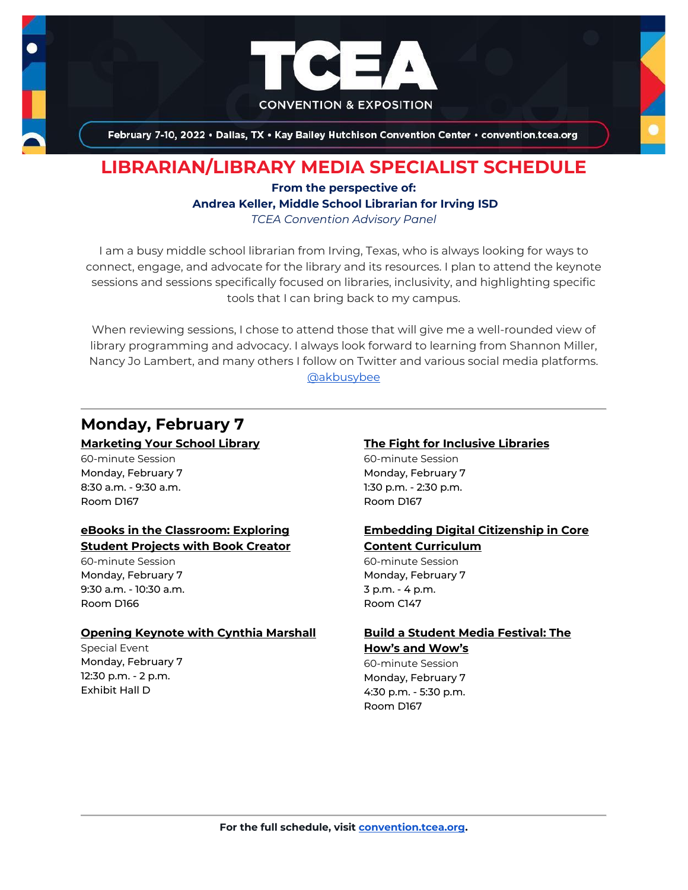# TCEA

CONVENTION & EXPOSITION

February 7-10, 2022 • Dallas, TX • Kay Bailey Hutchison Convention Center • convention.tcea.org

## LIBRARIAN/LIBRARY MEDIA SPECIALIST SCHEDULE

**From the perspective of:**
**Andrea Keller, Middle School Librarian for Irving ISD**
*TCEA Convention Advisory Panel*

I am a busy middle school librarian from Irving, Texas, who is always looking for ways to connect, engage, and advocate for the library and its resources. I plan to attend the keynote sessions and sessions specifically focused on libraries, inclusivity, and highlighting specific tools that I can bring back to my campus.

When reviewing sessions, I chose to attend those that will give me a well-rounded view of library programming and advocacy. I always look forward to learning from Shannon Miller, Nancy Jo Lambert, and many others I follow on Twitter and various social media platforms. @akbusybee

---

## Monday, February 7

**Marketing Your School Library**
60-minute Session
Monday, February 7
8:30 a.m. - 9:30 a.m.
Room D167

**eBooks in the Classroom: Exploring Student Projects with Book Creator**
60-minute Session
Monday, February 7
9:30 a.m. - 10:30 a.m.
Room D166

**Opening Keynote with Cynthia Marshall**
Special Event
Monday, February 7
12:30 p.m. - 2 p.m.
Exhibit Hall D

**The Fight for Inclusive Libraries**
60-minute Session
Monday, February 7
1:30 p.m. - 2:30 p.m.
Room D167

**Embedding Digital Citizenship in Core Content Curriculum**
60-minute Session
Monday, February 7
3 p.m. - 4 p.m.
Room C147

**Build a Student Media Festival: The How's and Wow's**
60-minute Session
Monday, February 7
4:30 p.m. - 5:30 p.m.
Room D167

---

**For the full schedule, visit convention.tcea.org.**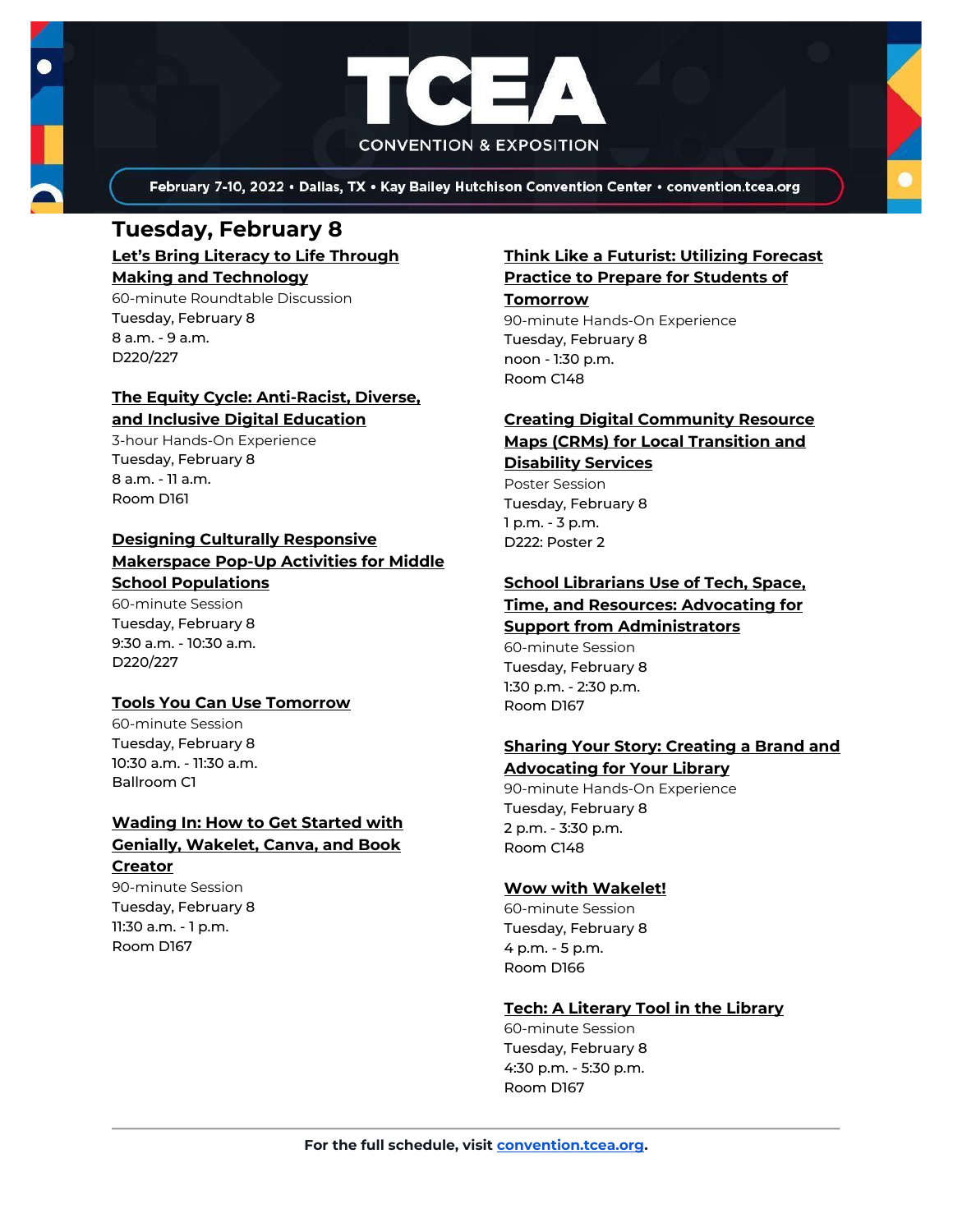TCEA

CONVENTION & EXPOSITION

February 7-10, 2022 • Dallas, TX • Kay Bailey Hutchison Convention Center • convention.tcea.org

# Tuesday, February 8

**Let's Bring Literacy to Life Through Making and Technology**
60-minute Roundtable Discussion
Tuesday, February 8
8 a.m. - 9 a.m.
D220/227

**The Equity Cycle: Anti-Racist, Diverse, and Inclusive Digital Education**
3-hour Hands-On Experience
Tuesday, February 8
8 a.m. - 11 a.m.
Room D161

**Designing Culturally Responsive Makerspace Pop-Up Activities for Middle School Populations**
60-minute Session
Tuesday, February 8
9:30 a.m. - 10:30 a.m.
D220/227

**Tools You Can Use Tomorrow**
60-minute Session
Tuesday, February 8
10:30 a.m. - 11:30 a.m.
Ballroom C1

**Wading In: How to Get Started with Genially, Wakelet, Canva, and Book Creator**
90-minute Session
Tuesday, February 8
11:30 a.m. - 1 p.m.
Room D167

**Think Like a Futurist: Utilizing Forecast Practice to Prepare for Students of Tomorrow**
90-minute Hands-On Experience
Tuesday, February 8
noon - 1:30 p.m.
Room C148

**Creating Digital Community Resource Maps (CRMs) for Local Transition and Disability Services**
Poster Session
Tuesday, February 8
1 p.m. - 3 p.m.
D222: Poster 2

**School Librarians Use of Tech, Space, Time, and Resources: Advocating for Support from Administrators**
60-minute Session
Tuesday, February 8
1:30 p.m. - 2:30 p.m.
Room D167

**Sharing Your Story: Creating a Brand and Advocating for Your Library**
90-minute Hands-On Experience
Tuesday, February 8
2 p.m. - 3:30 p.m.
Room C148

**Wow with Wakelet!**
60-minute Session
Tuesday, February 8
4 p.m. - 5 p.m.
Room D166

**Tech: A Literary Tool in the Library**
60-minute Session
Tuesday, February 8
4:30 p.m. - 5:30 p.m.
Room D167

---

**For the full schedule, visit convention.tcea.org.**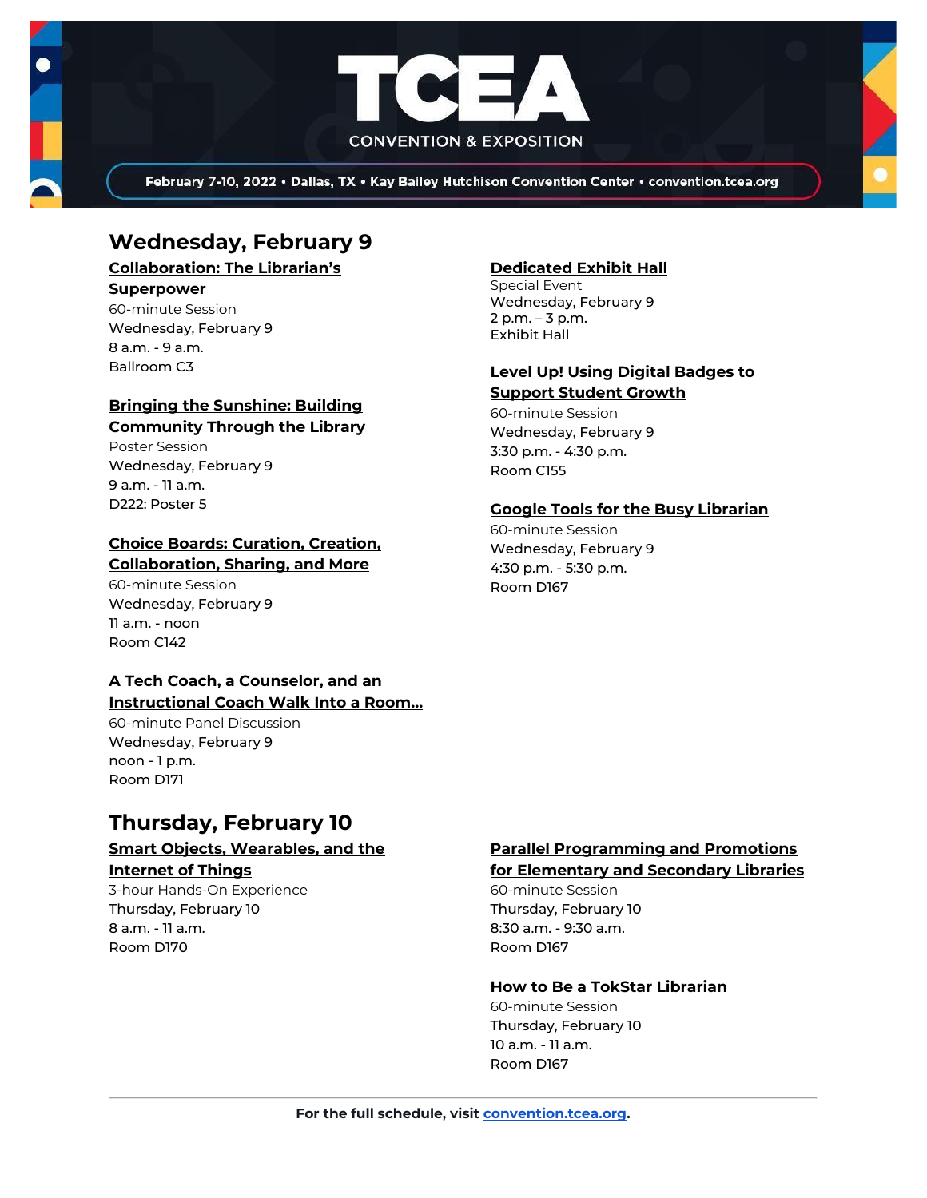TCEA CONVENTION & EXPOSITION

February 7-10, 2022 • Dallas, TX • Kay Bailey Hutchison Convention Center • convention.tcea.org

## Wednesday, February 9

**Collaboration: The Librarian's Superpower**
60-minute Session
Wednesday, February 9
8 a.m. - 9 a.m.
Ballroom C3

**Bringing the Sunshine: Building Community Through the Library**
Poster Session
Wednesday, February 9
9 a.m. - 11 a.m.
D222: Poster 5

**Choice Boards: Curation, Creation, Collaboration, Sharing, and More**
60-minute Session
Wednesday, February 9
11 a.m. - noon
Room C142

**A Tech Coach, a Counselor, and an Instructional Coach Walk Into a Room...**
60-minute Panel Discussion
Wednesday, February 9
noon - 1 p.m.
Room D171

**Dedicated Exhibit Hall**
Special Event
Wednesday, February 9
2 p.m. – 3 p.m.
Exhibit Hall

**Level Up! Using Digital Badges to Support Student Growth**
60-minute Session
Wednesday, February 9
3:30 p.m. - 4:30 p.m.
Room C155

**Google Tools for the Busy Librarian**
60-minute Session
Wednesday, February 9
4:30 p.m. - 5:30 p.m.
Room D167

## Thursday, February 10

**Smart Objects, Wearables, and the Internet of Things**
3-hour Hands-On Experience
Thursday, February 10
8 a.m. - 11 a.m.
Room D170

**Parallel Programming and Promotions for Elementary and Secondary Libraries**
60-minute Session
Thursday, February 10
8:30 a.m. - 9:30 a.m.
Room D167

**How to Be a TokStar Librarian**
60-minute Session
Thursday, February 10
10 a.m. - 11 a.m.
Room D167

---

**For the full schedule, visit convention.tcea.org.**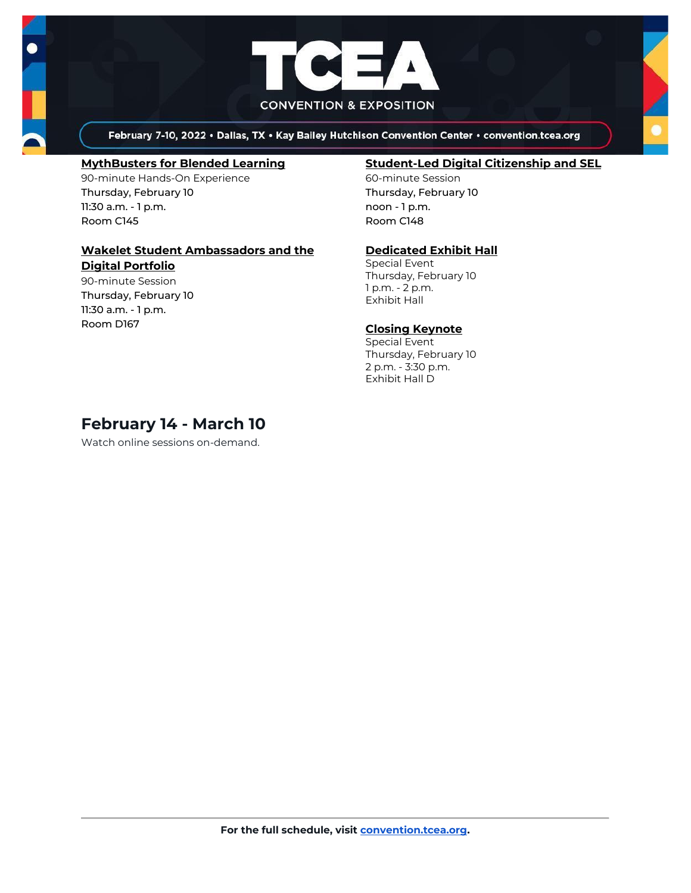TCEA CONVENTION & EXPOSITION

February 7-10, 2022 • Dallas, TX • Kay Bailey Hutchison Convention Center • convention.tcea.org

**MythBusters for Blended Learning**
90-minute Hands-On Experience
Thursday, February 10
11:30 a.m. - 1 p.m.
Room C145

**Wakelet Student Ambassadors and the Digital Portfolio**
90-minute Session
Thursday, February 10
11:30 a.m. - 1 p.m.
Room D167

**Student-Led Digital Citizenship and SEL**
60-minute Session
Thursday, February 10
noon - 1 p.m.
Room C148

**Dedicated Exhibit Hall**
Special Event
Thursday, February 10
1 p.m. - 2 p.m.
Exhibit Hall

**Closing Keynote**
Special Event
Thursday, February 10
2 p.m. - 3:30 p.m.
Exhibit Hall D

## February 14 - March 10

Watch online sessions on-demand.

**For the full schedule, visit convention.tcea.org.**